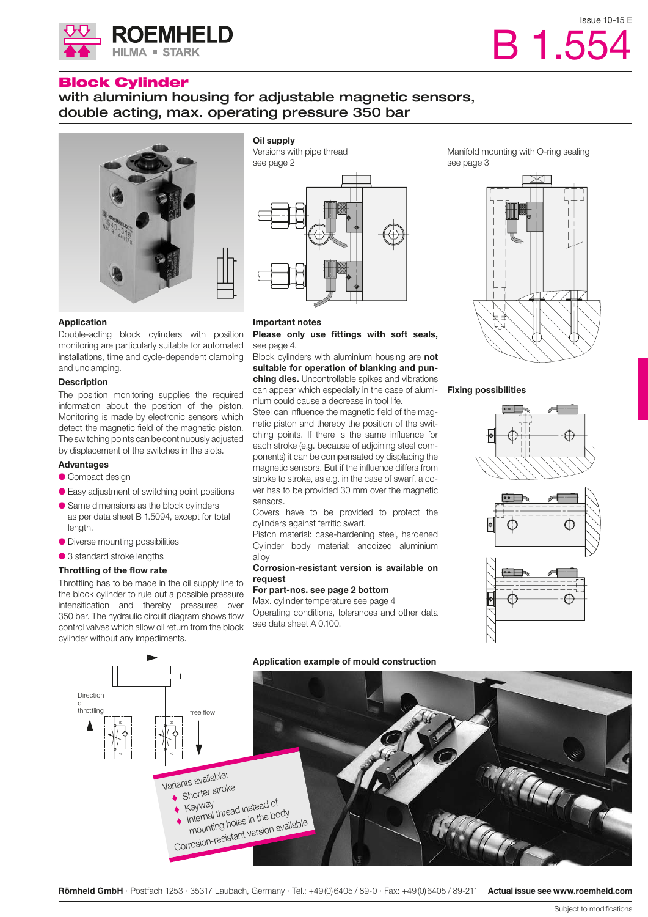Issue 10-15 E

# B 1.554

# Block Cylinder

## with aluminium housing for adjustable magnetic sensors, double acting, max. operating pressure 350 bar

**Oil supply**
Versions with pipe thread
see page 2

Manifold mounting with O-ring sealing
see page 3

### Application

Double-acting block cylinders with position monitoring are particularly suitable for automated installations, time and cycle-dependent clamping and unclamping.

### Description

The position monitoring supplies the required information about the position of the piston. Monitoring is made by electronic sensors which detect the magnetic field of the magnetic piston. The switching points can be continuously adjusted by displacement of the switches in the slots.

### Advantages

- Compact design
- Easy adjustment of switching point positions
- Same dimensions as the block cylinders as per data sheet B 1.5094, except for total length.
- Diverse mounting possibilities
- 3 standard stroke lengths

### Throttling of the flow rate

Throttling has to be made in the oil supply line to the block cylinder to rule out a possible pressure intensification and thereby pressures over 350 bar. The hydraulic circuit diagram shows flow control valves which allow oil return from the block cylinder without any impediments.

Direction of throttling

free flow

### Important notes

**Please only use fittings with soft seals,** see page 4.

Block cylinders with aluminium housing are **not suitable for operation of blanking and punching dies.** Uncontrollable spikes and vibrations can appear which especially in the case of aluminium could cause a decrease in tool life.

Steel can influence the magnetic field of the magnetic piston and thereby the position of the switching points. If there is the same influence for each stroke (e.g. because of adjoining steel components) it can be compensated by displacing the magnetic sensors. But if the influence differs from stroke to stroke, as e.g. in the case of swarf, a cover has to be provided 30 mm over the magnetic sensors.

Covers have to be provided to protect the cylinders against ferritic swarf.

Piston material: case-hardening steel, hardened

Cylinder body material: anodized aluminium alloy

**Corrosion-resistant version is available on request**

**For part-nos. see page 2 bottom**

Max. cylinder temperature see page 4

Operating conditions, tolerances and other data see data sheet A 0.100.

### Fixing possibilities

### Application example of mould construction

Variants available:
- Shorter stroke
- Keyway
- Internal thread instead of mounting holes in the body

Corrosion-resistant version available

**Römheld GmbH** · Postfach 1253 · 35317 Laubach, Germany · Tel.: +49 (0) 6405 / 89-0 · Fax: +49 (0) 6405 / 89-211 **Actual issue see www.roemheld.com**

Subject to modifications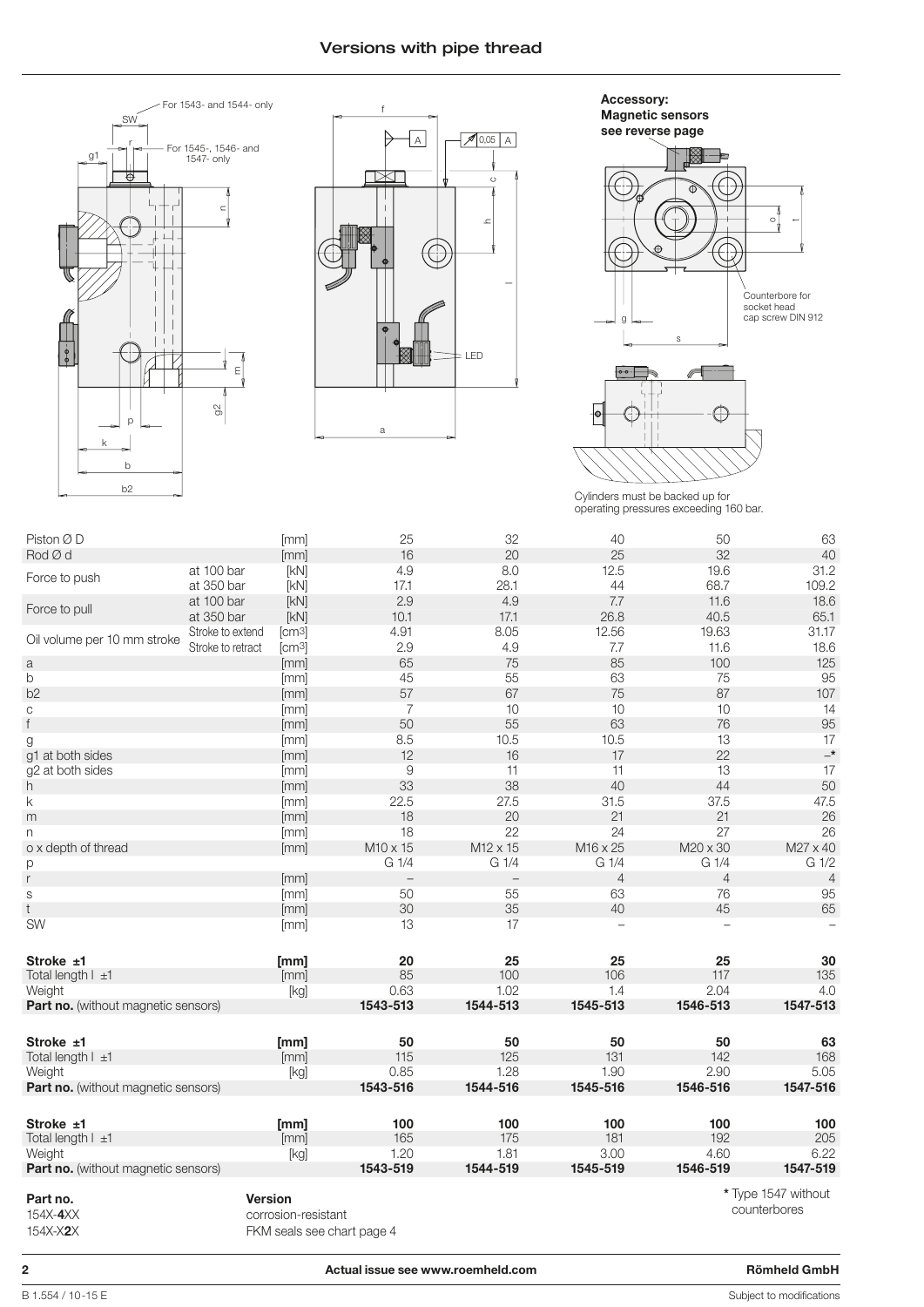## Versions with pipe thread

For 1543- and 1544- only

For 1545-, 1546- and 1547- only

**Accessory: Magnetic sensors see reverse page**

Counterbore for socket head cap screw DIN 912

LED

Cylinders must be backed up for operating pressures exceeding 160 bar.

| | | | | | | | |
|---|---|---|---|---|---|---|---|
| Piston Ø D | | [mm] | 25 | 32 | 40 | 50 | 63 |
| Rod Ø d | | [mm] | 16 | 20 | 25 | 32 | 40 |
| Force to push | at 100 bar | [kN] | 4.9 | 8.0 | 12.5 | 19.6 | 31.2 |
| | at 350 bar | [kN] | 17.1 | 28.1 | 44 | 68.7 | 109.2 |
| Force to pull | at 100 bar | [kN] | 2.9 | 4.9 | 7.7 | 11.6 | 18.6 |
| | at 350 bar | [kN] | 10.1 | 17.1 | 26.8 | 40.5 | 65.1 |
| Oil volume per 10 mm stroke | Stroke to extend | [cm³] | 4.91 | 8.05 | 12.56 | 19.63 | 31.17 |
| | Stroke to retract | [cm³] | 2.9 | 4.9 | 7.7 | 11.6 | 18.6 |
| a | | [mm] | 65 | 75 | 85 | 100 | 125 |
| b | | [mm] | 45 | 55 | 63 | 75 | 95 |
| b2 | | [mm] | 57 | 67 | 75 | 87 | 107 |
| c | | [mm] | 7 | 10 | 10 | 10 | 14 |
| f | | [mm] | 50 | 55 | 63 | 76 | 95 |
| g | | [mm] | 8.5 | 10.5 | 10.5 | 13 | 17 |
| g1 at both sides | | [mm] | 12 | 16 | 17 | 22 | –* |
| g2 at both sides | | [mm] | 9 | 11 | 11 | 13 | 17 |
| h | | [mm] | 33 | 38 | 40 | 44 | 50 |
| k | | [mm] | 22.5 | 27.5 | 31.5 | 37.5 | 47.5 |
| m | | [mm] | 18 | 20 | 21 | 21 | 26 |
| n | | [mm] | 18 | 22 | 24 | 27 | 26 |
| o x depth of thread | | [mm] | M10 x 15 | M12 x 15 | M16 x 25 | M20 x 30 | M27 x 40 |
| p | | | G 1/4 | G 1/4 | G 1/4 | G 1/4 | G 1/2 |
| r | | [mm] | – | – | 4 | 4 | 4 |
| s | | [mm] | 50 | 55 | 63 | 76 | 95 |
| t | | [mm] | 30 | 35 | 40 | 45 | 65 |
| SW | | [mm] | 13 | 17 | – | – | – |
| **Stroke ±1** | | **[mm]** | **20** | **25** | **25** | **25** | **30** |
| Total length l ±1 | | [mm] | 85 | 100 | 106 | 117 | 135 |
| Weight | | [kg] | 0.63 | 1.02 | 1.4 | 2.04 | 4.0 |
| **Part no.** (without magnetic sensors) | | | **1543-513** | **1544-513** | **1545-513** | **1546-513** | **1547-513** |
| **Stroke ±1** | | **[mm]** | **50** | **50** | **50** | **50** | **63** |
| Total length l ±1 | | [mm] | 115 | 125 | 131 | 142 | 168 |
| Weight | | [kg] | 0.85 | 1.28 | 1.90 | 2.90 | 5.05 |
| **Part no.** (without magnetic sensors) | | | **1543-516** | **1544-516** | **1545-516** | **1546-516** | **1547-516** |
| **Stroke ±1** | | **[mm]** | **100** | **100** | **100** | **100** | **100** |
| Total length l ±1 | | [mm] | 165 | 175 | 181 | 192 | 205 |
| Weight | | [kg] | 1.20 | 1.81 | 3.00 | 4.60 | 6.22 |
| **Part no.** (without magnetic sensors) | | | **1543-519** | **1544-519** | **1545-519** | **1546-519** | **1547-519** |

| **Part no.** | **Version** |
|---|---|
| 154X-**4**XX | corrosion-resistant |
| 154X-X**2**X | FKM seals see chart page 4 |

**\*** Type 1547 without counterbores

Actual issue see www.roemheld.com — Römheld GmbH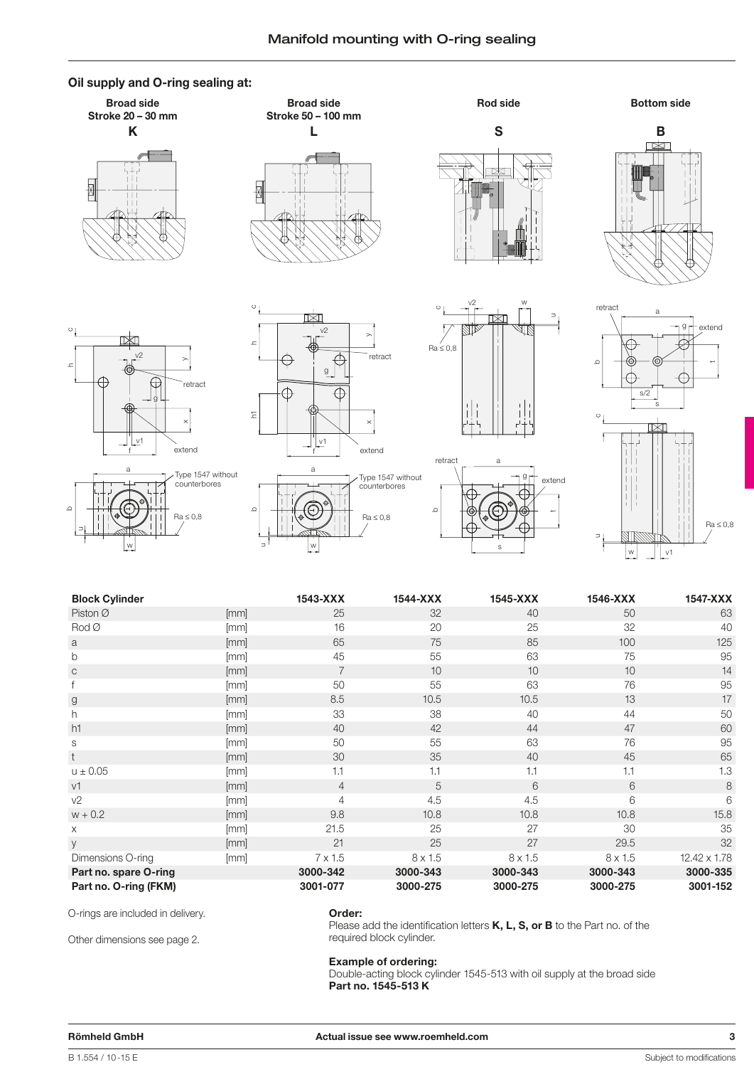# Manifold mounting with O-ring sealing

## Oil supply and O-ring sealing at:

| Broad side Stroke 20 – 30 mm | Broad side Stroke 50 – 100 mm | Rod side | Bottom side |
|---|---|---|---|
| **K** | **L** | **S** | **B** |

| Block Cylinder | | 1543-XXX | 1544-XXX | 1545-XXX | 1546-XXX | 1547-XXX |
|---|---|---|---|---|---|---|
| Piston Ø | [mm] | 25 | 32 | 40 | 50 | 63 |
| Rod Ø | [mm] | 16 | 20 | 25 | 32 | 40 |
| a | [mm] | 65 | 75 | 85 | 100 | 125 |
| b | [mm] | 45 | 55 | 63 | 75 | 95 |
| c | [mm] | 7 | 10 | 10 | 10 | 14 |
| f | [mm] | 50 | 55 | 63 | 76 | 95 |
| g | [mm] | 8.5 | 10.5 | 10.5 | 13 | 17 |
| h | [mm] | 33 | 38 | 40 | 44 | 50 |
| h1 | [mm] | 40 | 42 | 44 | 47 | 60 |
| s | [mm] | 50 | 55 | 63 | 76 | 95 |
| t | [mm] | 30 | 35 | 40 | 45 | 65 |
| u ± 0.05 | [mm] | 1.1 | 1.1 | 1.1 | 1.1 | 1.3 |
| v1 | [mm] | 4 | 5 | 6 | 6 | 8 |
| v2 | [mm] | 4 | 4.5 | 4.5 | 6 | 6 |
| w + 0.2 | [mm] | 9.8 | 10.8 | 10.8 | 10.8 | 15.8 |
| x | [mm] | 21.5 | 25 | 27 | 30 | 35 |
| y | [mm] | 21 | 25 | 27 | 29.5 | 32 |
| Dimensions O-ring | [mm] | 7 x 1.5 | 8 x 1.5 | 8 x 1.5 | 8 x 1.5 | 12.42 x 1.78 |
| **Part no. spare O-ring** | | **3000-342** | **3000-343** | **3000-343** | **3000-343** | **3000-335** |
| **Part no. O-ring (FKM)** | | **3001-077** | **3000-275** | **3000-275** | **3000-275** | **3001-152** |

O-rings are included in delivery.

Other dimensions see page 2.

**Order:**
Please add the identification letters **K, L, S, or B** to the Part no. of the required block cylinder.

**Example of ordering:**
Double-acting block cylinder 1545-513 with oil supply at the broad side
**Part no. 1545-513 K**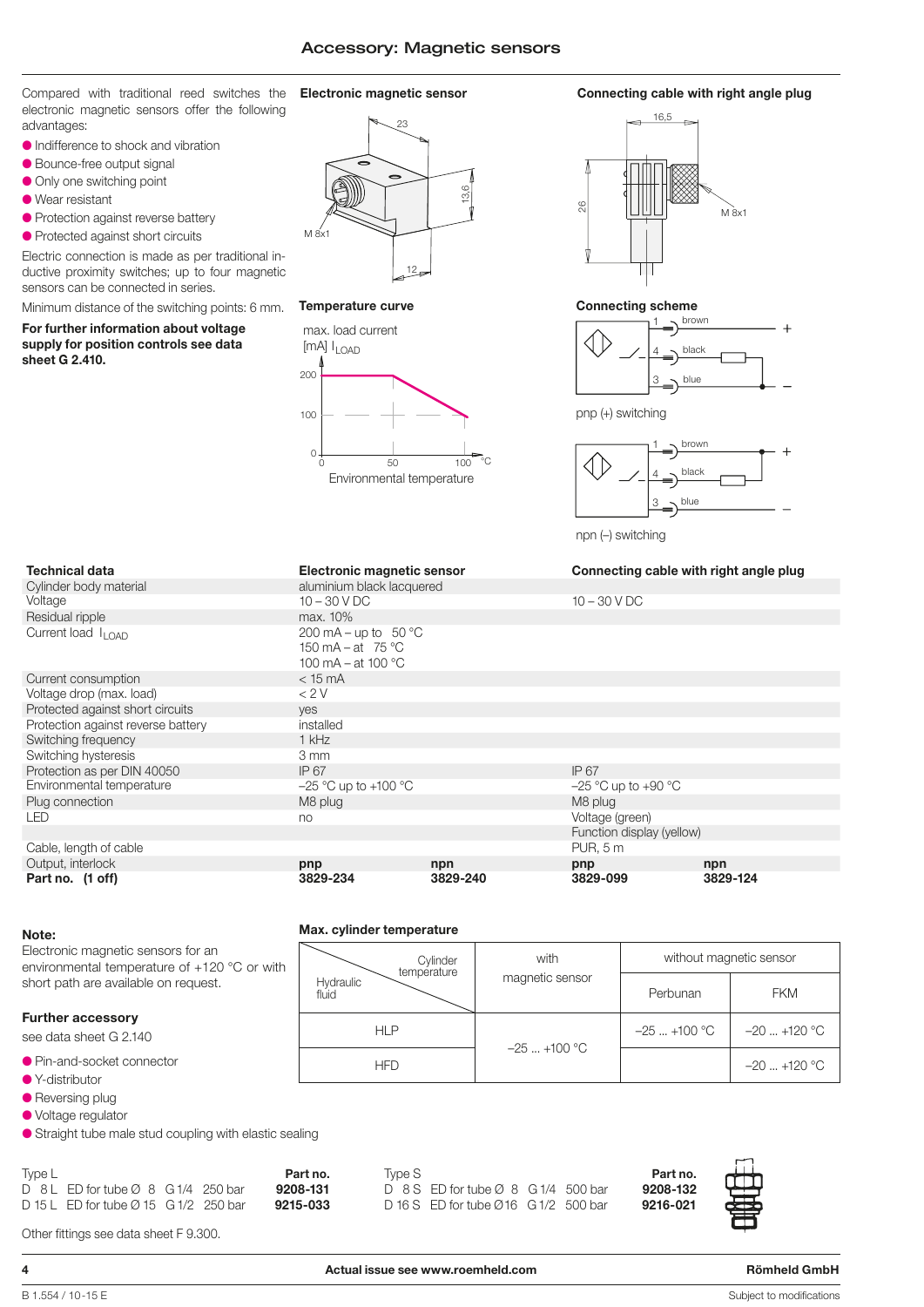## Accessory: Magnetic sensors

Compared with traditional reed switches the electronic magnetic sensors offer the following advantages:

- Indifference to shock and vibration
- Bounce-free output signal
- Only one switching point
- Wear resistant
- Protection against reverse battery
- Protected against short circuits

Electric connection is made as per traditional inductive proximity switches; up to four magnetic sensors can be connected in series.

Minimum distance of the switching points: 6 mm.

**For further information about voltage supply for position controls see data sheet G 2.410.**

### Electronic magnetic sensor

23
13,6
12
M 8x1

### Connecting cable with right angle plug

16,5
26
M 8x1

### Temperature curve

max. load current
[mA] $I_{LOAD}$
200
100
0
0
50
100
°C
Environmental temperature

### Connecting scheme

1 brown +
4 black
3 blue –

pnp (+) switching

1 brown +
4 black
3 blue –

npn (–) switching

| Technical data | Electronic magnetic sensor | | Connecting cable with right angle plug | |
|---|---|---|---|---|
| Cylinder body material | aluminium black lacquered | | | |
| Voltage | 10 – 30 V DC | | 10 – 30 V DC | |
| Residual ripple | max. 10% | | | |
| Current load $I_{LOAD}$ | 200 mA – up to 50 °C<br>150 mA – at 75 °C<br>100 mA – at 100 °C | | | |
| Current consumption | < 15 mA | | | |
| Voltage drop (max. load) | < 2 V | | | |
| Protected against short circuits | yes | | | |
| Protection against reverse battery | installed | | | |
| Switching frequency | 1 kHz | | | |
| Switching hysteresis | 3 mm | | | |
| Protection as per DIN 40050 | IP 67 | | IP 67 | |
| Environmental temperature | –25 °C up to +100 °C | | –25 °C up to +90 °C | |
| Plug connection | M8 plug | | M8 plug | |
| LED | no | | Voltage (green)<br>Function display (yellow) | |
| Cable, length of cable | | | PUR, 5 m | |
| Output, interlock | **pnp** | **npn** | **pnp** | **npn** |
| **Part no. (1 off)** | **3829-234** | **3829-240** | **3829-099** | **3829-124** |

**Note:**

Electronic magnetic sensors for an environmental temperature of +120 °C or with short path are available on request.

### Max. cylinder temperature

| Hydraulic fluid \ Cylinder temperature | with magnetic sensor | without magnetic sensor | |
|---|---|---|---|
| | | Perbunan | FKM |
| HLP | –25 ... +100 °C | –25 ... +100 °C | –20 ... +120 °C |
| HFD | | | –20 ... +120 °C |

### Further accessory

see data sheet G 2.140

- Pin-and-socket connector
- Y-distributor
- Reversing plug
- Voltage regulator
- Straight tube male stud coupling with elastic sealing

| Type L | Part no. | Type S | Part no. |
|---|---|---|---|
| D 8 L ED for tube Ø 8 G 1/4 250 bar | **9208-131** | D 8 S ED for tube Ø 8 G 1/4 500 bar | **9208-132** |
| D 15 L ED for tube Ø 15 G 1/2 250 bar | **9215-033** | D 16 S ED for tube Ø16 G 1/2 500 bar | **9216-021** |

Other fittings see data sheet F 9.300.

Actual issue see www.roemheld.com

Römheld GmbH

B 1.554 / 10-15 E

Subject to modifications